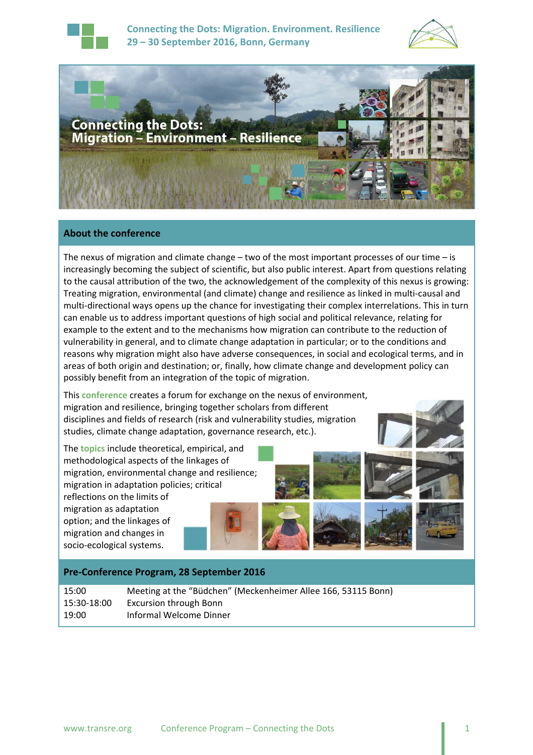# Connecting the Dots: Migration. Environment. Resilience

**29 – 30 September 2016, Bonn, Germany**

Connecting the Dots:
Migration – Environment – Resilience

## About the conference

The nexus of migration and climate change – two of the most important processes of our time – is increasingly becoming the subject of scientific, but also public interest. Apart from questions relating to the causal attribution of the two, the acknowledgement of the complexity of this nexus is growing: Treating migration, environmental (and climate) change and resilience as linked in multi-causal and multi-directional ways opens up the chance for investigating their complex interrelations. This in turn can enable us to address important questions of high social and political relevance, relating for example to the extent and to the mechanisms how migration can contribute to the reduction of vulnerability in general, and to climate change adaptation in particular; or to the conditions and reasons why migration might also have adverse consequences, in social and ecological terms, and in areas of both origin and destination; or, finally, how climate change and development policy can possibly benefit from an integration of the topic of migration.

This **conference** creates a forum for exchange on the nexus of environment, migration and resilience, bringing together scholars from different disciplines and fields of research (risk and vulnerability studies, migration studies, climate change adaptation, governance research, etc.).

The **topics** include theoretical, empirical, and methodological aspects of the linkages of migration, environmental change and resilience; migration in adaptation policies; critical reflections on the limits of migration as adaptation option; and the linkages of migration and changes in socio-ecological systems.

## Pre-Conference Program, 28 September 2016

| | |
|---|---|
| 15:00 | Meeting at the "Büdchen" (Meckenheimer Allee 166, 53115 Bonn) |
| 15:30-18:00 | Excursion through Bonn |
| 19:00 | Informal Welcome Dinner |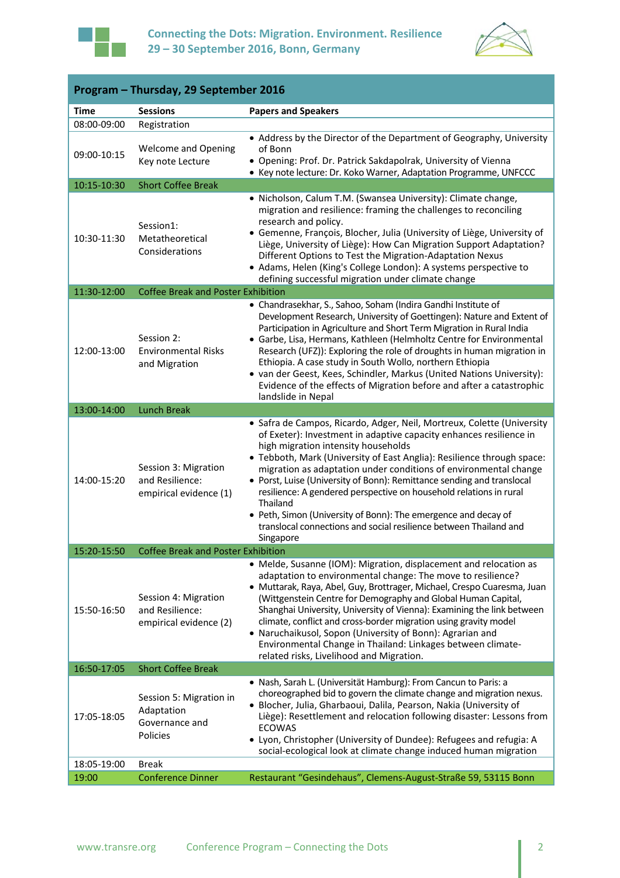| Program – Thursday, 29 September 2016 | | |
|---|---|---|
| **Time** | **Sessions** | **Papers and Speakers** |
| 08:00-09:00 | Registration | |
| 09:00-10:15 | Welcome and Opening<br>Key note Lecture | • Address by the Director of the Department of Geography, University of Bonn<br>• Opening: Prof. Dr. Patrick Sakdapolrak, University of Vienna<br>• Key note lecture: Dr. Koko Warner, Adaptation Programme, UNFCCC |
| 10:15-10:30 | Short Coffee Break | |
| 10:30-11:30 | Session1: Metatheoretical Considerations | • Nicholson, Calum T.M. (Swansea University): Climate change, migration and resilience: framing the challenges to reconciling research and policy.<br>• Gemenne, François, Blocher, Julia (University of Liège, University of Liège, University of Liège): How Can Migration Support Adaptation? Different Options to Test the Migration-Adaptation Nexus<br>• Adams, Helen (King's College London): A systems perspective to defining successful migration under climate change |
| 11:30-12:00 | Coffee Break and Poster Exhibition | |
| 12:00-13:00 | Session 2: Environmental Risks and Migration | • Chandrasekhar, S., Sahoo, Soham (Indira Gandhi Institute of Development Research, University of Goettingen): Nature and Extent of Participation in Agriculture and Short Term Migration in Rural India<br>• Garbe, Lisa, Hermans, Kathleen (Helmholtz Centre for Environmental Research (UFZ)): Exploring the role of droughts in human migration in Ethiopia. A case study in South Wollo, northern Ethiopia<br>• van der Geest, Kees, Schindler, Markus (United Nations University): Evidence of the effects of Migration before and after a catastrophic landslide in Nepal |
| 13:00-14:00 | Lunch Break | |
| 14:00-15:20 | Session 3: Migration and Resilience: empirical evidence (1) | • Safra de Campos, Ricardo, Adger, Neil, Mortreux, Colette (University of Exeter): Investment in adaptive capacity enhances resilience in high migration intensity households<br>• Tebboth, Mark (University of East Anglia): Resilience through space: migration as adaptation under conditions of environmental change<br>• Porst, Luise (University of Bonn): Remittance sending and translocal resilience: A gendered perspective on household relations in rural Thailand<br>• Peth, Simon (University of Bonn): The emergence and decay of translocal connections and social resilience between Thailand and Singapore |
| 15:20-15:50 | Coffee Break and Poster Exhibition | |
| 15:50-16:50 | Session 4: Migration and Resilience: empirical evidence (2) | • Melde, Susanne (IOM): Migration, displacement and relocation as adaptation to environmental change: The move to resilience?<br>• Muttarak, Raya, Abel, Guy, Brottrager, Michael, Crespo Cuaresma, Juan (Wittgenstein Centre for Demography and Global Human Capital, Shanghai University, University of Vienna): Examining the link between climate, conflict and cross-border migration using gravity model<br>• Naruchaikusol, Sopon (University of Bonn): Agrarian and Environmental Change in Thailand: Linkages between climate-related risks, Livelihood and Migration. |
| 16:50-17:05 | Short Coffee Break | |
| 17:05-18:05 | Session 5: Migration in Adaptation Governance and Policies | • Nash, Sarah L. (Universität Hamburg): From Cancun to Paris: a choreographed bid to govern the climate change and migration nexus.<br>• Blocher, Julia, Gharbaoui, Dalila, Pearson, Nakia (University of Liège): Resettlement and relocation following disaster: Lessons from ECOWAS<br>• Lyon, Christopher (University of Dundee): Refugees and refugia: A social-ecological look at climate change induced human migration |
| 18:05-19:00 | Break | |
| 19:00 | Conference Dinner | Restaurant "Gesindehaus", Clemens-August-Straße 59, 53115 Bonn |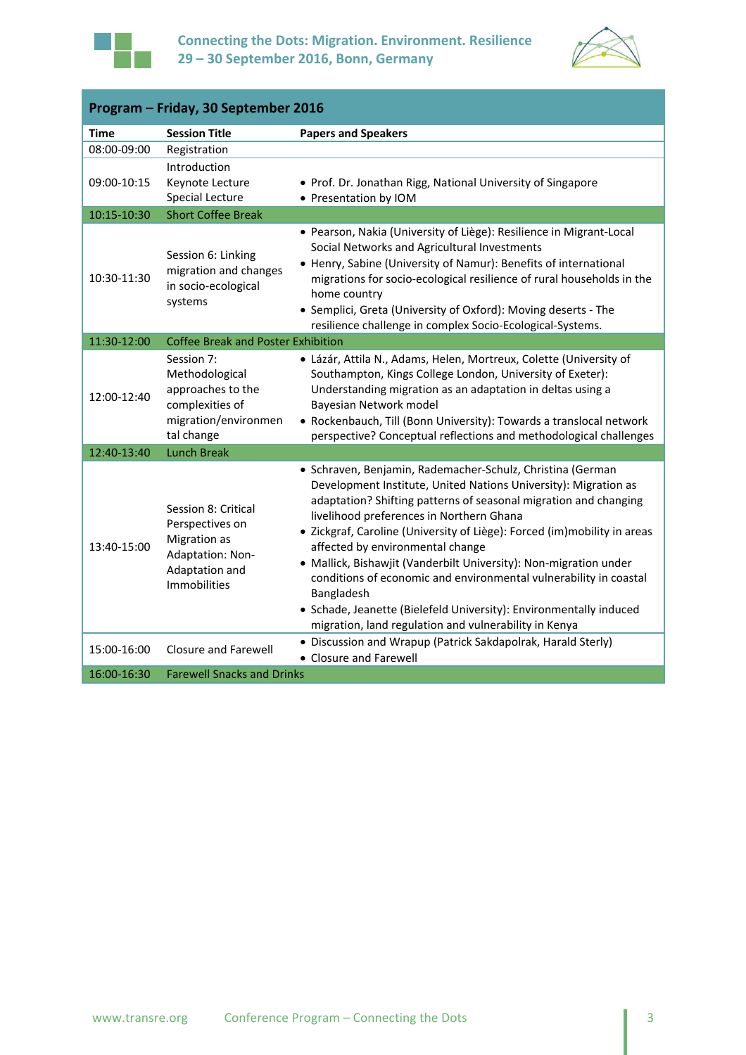## Program – Friday, 30 September 2016

| Time | Session Title | Papers and Speakers |
|---|---|---|
| 08:00-09:00 | Registration | |
| 09:00-10:15 | Introduction<br>Keynote Lecture<br>Special Lecture | • Prof. Dr. Jonathan Rigg, National University of Singapore<br>• Presentation by IOM |
| 10:15-10:30 | Short Coffee Break | |
| 10:30-11:30 | Session 6: Linking migration and changes in socio-ecological systems | • Pearson, Nakia (University of Liège): Resilience in Migrant-Local Social Networks and Agricultural Investments<br>• Henry, Sabine (University of Namur): Benefits of international migrations for socio-ecological resilience of rural households in the home country<br>• Semplici, Greta (University of Oxford): Moving deserts - The resilience challenge in complex Socio-Ecological-Systems. |
| 11:30-12:00 | Coffee Break and Poster Exhibition | |
| 12:00-12:40 | Session 7: Methodological approaches to the complexities of migration/environmental change | • Lázár, Attila N., Adams, Helen, Mortreux, Colette (University of Southampton, Kings College London, University of Exeter): Understanding migration as an adaptation in deltas using a Bayesian Network model<br>• Rockenbauch, Till (Bonn University): Towards a translocal network perspective? Conceptual reflections and methodological challenges |
| 12:40-13:40 | Lunch Break | |
| 13:40-15:00 | Session 8: Critical Perspectives on Migration as Adaptation: Non-Adaptation and Immobilities | • Schraven, Benjamin, Rademacher-Schulz, Christina (German Development Institute, United Nations University): Migration as adaptation? Shifting patterns of seasonal migration and changing livelihood preferences in Northern Ghana<br>• Zickgraf, Caroline (University of Liège): Forced (im)mobility in areas affected by environmental change<br>• Mallick, Bishawjit (Vanderbilt University): Non-migration under conditions of economic and environmental vulnerability in coastal Bangladesh<br>• Schade, Jeanette (Bielefeld University): Environmentally induced migration, land regulation and vulnerability in Kenya |
| 15:00-16:00 | Closure and Farewell | • Discussion and Wrapup (Patrick Sakdapolrak, Harald Sterly)<br>• Closure and Farewell |
| 16:00-16:30 | Farewell Snacks and Drinks | |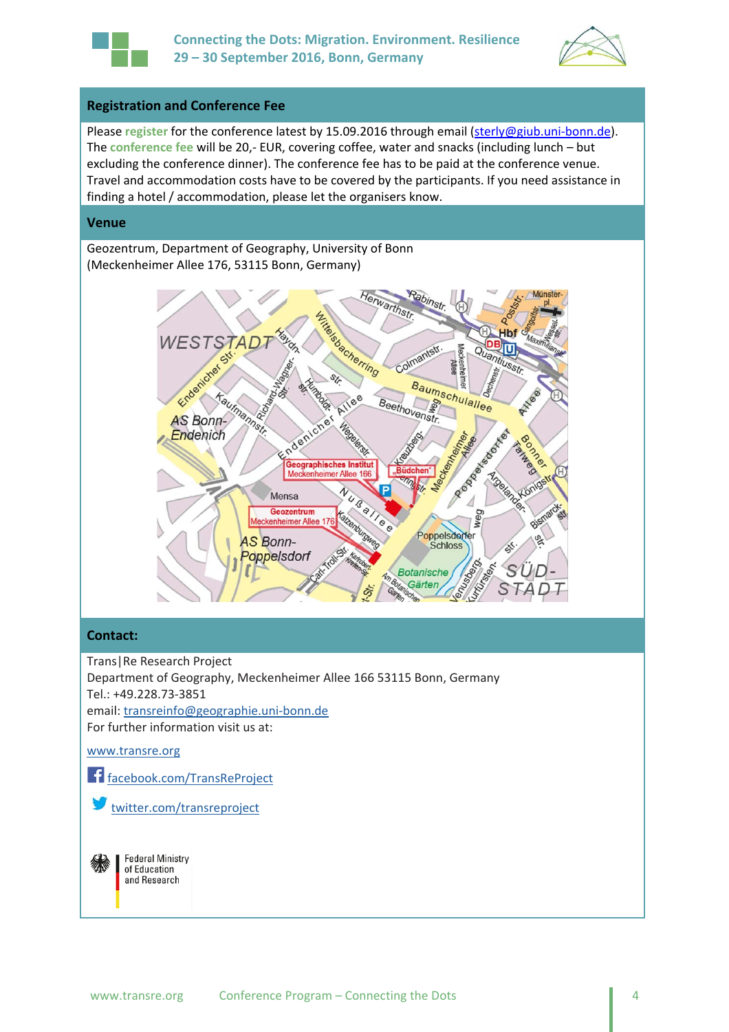## Registration and Conference Fee

Please **register** for the conference latest by 15.09.2016 through email (sterly@giub.uni-bonn.de). The **conference fee** will be 20,- EUR, covering coffee, water and snacks (including lunch – but excluding the conference dinner). The conference fee has to be paid at the conference venue. Travel and accommodation costs have to be covered by the participants. If you need assistance in finding a hotel / accommodation, please let the organisers know.

## Venue

Geozentrum, Department of Geography, University of Bonn
(Meckenheimer Allee 176, 53115 Bonn, Germany)

Geographisches Institut
Meckenheimer Allee 166

Geozentrum
Meckenheimer Allee 176

## Contact:

Trans|Re Research Project
Department of Geography, Meckenheimer Allee 166 53115 Bonn, Germany
Tel.: +49.228.73-3851
email: transreinfo@geographie.uni-bonn.de
For further information visit us at:

www.transre.org

facebook.com/TransReProject

twitter.com/transreproject

Federal Ministry of Education and Research